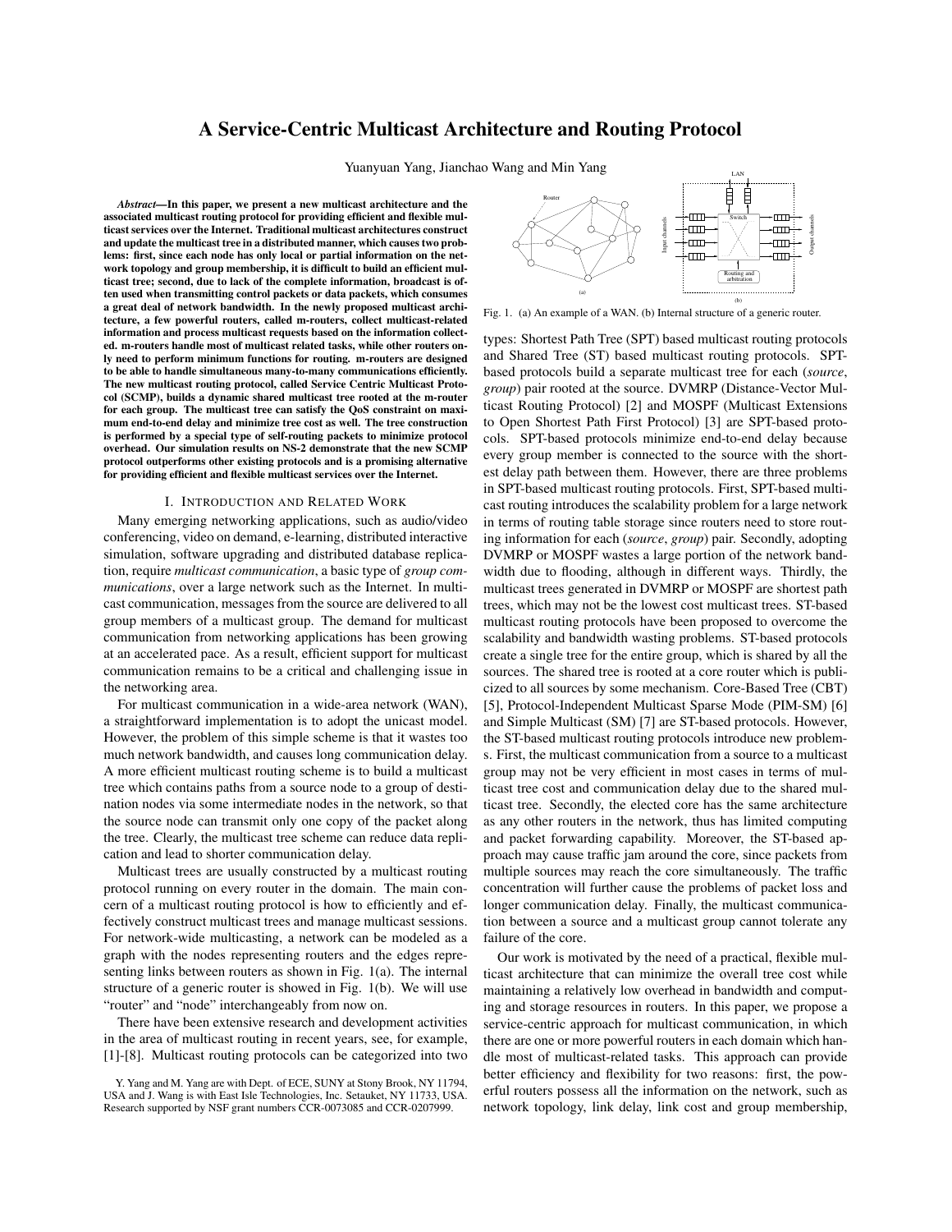# A Service-Centric Multicast Architecture and Routing Protocol

Yuanyuan Yang, Jianchao Wang and Min Yang

***Abstract*—In this paper, we present a new multicast architecture and the associated multicast routing protocol for providing efficient and flexible multicast services over the Internet. Traditional multicast architectures construct and update the multicast tree in a distributed manner, which causes two problems: first, since each node has only local or partial information on the network topology and group membership, it is difficult to build an efficient multicast tree; second, due to lack of the complete information, broadcast is often used when transmitting control packets or data packets, which consumes a great deal of network bandwidth. In the newly proposed multicast architecture, a few powerful routers, called m-routers, collect multicast-related information and process multicast requests based on the information collected. m-routers handle most of multicast related tasks, while other routers only need to perform minimum functions for routing. m-routers are designed to be able to handle simultaneous many-to-many communications efficiently. The new multicast routing protocol, called Service Centric Multicast Protocol (SCMP), builds a dynamic shared multicast tree rooted at the m-router for each group. The multicast tree can satisfy the QoS constraint on maximum end-to-end delay and minimize tree cost as well. The tree construction is performed by a special type of self-routing packets to minimize protocol overhead. Our simulation results on NS-2 demonstrate that the new SCMP protocol outperforms other existing protocols and is a promising alternative for providing efficient and flexible multicast services over the Internet.**

## I. Introduction and Related Work

Many emerging networking applications, such as audio/video conferencing, video on demand, e-learning, distributed interactive simulation, software upgrading and distributed database replication, require *multicast communication*, a basic type of *group communications*, over a large network such as the Internet. In multicast communication, messages from the source are delivered to all group members of a multicast group. The demand for multicast communication from networking applications has been growing at an accelerated pace. As a result, efficient support for multicast communication remains to be a critical and challenging issue in the networking area.

For multicast communication in a wide-area network (WAN), a straightforward implementation is to adopt the unicast model. However, the problem of this simple scheme is that it wastes too much network bandwidth, and causes long communication delay. A more efficient multicast routing scheme is to build a multicast tree which contains paths from a source node to a group of destination nodes via some intermediate nodes in the network, so that the source node can transmit only one copy of the packet along the tree. Clearly, the multicast tree scheme can reduce data replication and lead to shorter communication delay.

Multicast trees are usually constructed by a multicast routing protocol running on every router in the domain. The main concern of a multicast routing protocol is how to efficiently and effectively construct multicast trees and manage multicast sessions. For network-wide multicasting, a network can be modeled as a graph with the nodes representing routers and the edges representing links between routers as shown in Fig. 1(a). The internal structure of a generic router is showed in Fig. 1(b). We will use "router" and "node" interchangeably from now on.

There have been extensive research and development activities in the area of multicast routing in recent years, see, for example, [1]-[8]. Multicast routing protocols can be categorized into two types: Shortest Path Tree (SPT) based multicast routing protocols and Shared Tree (ST) based multicast routing protocols. SPT-based protocols build a separate multicast tree for each (*source*, *group*) pair rooted at the source. DVMRP (Distance-Vector Multicast Routing Protocol) [2] and MOSPF (Multicast Extensions to Open Shortest Path First Protocol) [3] are SPT-based protocols. SPT-based protocols minimize end-to-end delay because every group member is connected to the source with the shortest delay path between them. However, there are three problems in SPT-based multicast routing protocols. First, SPT-based multicast routing introduces the scalability problem for a large network in terms of routing table storage since routers need to store routing information for each (*source*, *group*) pair. Secondly, adopting DVMRP or MOSPF wastes a large portion of the network bandwidth due to flooding, although in different ways. Thirdly, the multicast trees generated in DVMRP or MOSPF are shortest path trees, which may not be the lowest cost multicast trees. ST-based multicast routing protocols have been proposed to overcome the scalability and bandwidth wasting problems. ST-based protocols create a single tree for the entire group, which is shared by all the sources. The shared tree is rooted at a core router which is publicized to all sources by some mechanism. Core-Based Tree (CBT) [5], Protocol-Independent Multicast Sparse Mode (PIM-SM) [6] and Simple Multicast (SM) [7] are ST-based protocols. However, the ST-based multicast routing protocols introduce new problems. First, the multicast communication from a source to a multicast group may not be very efficient in most cases in terms of multicast tree cost and communication delay due to the shared multicast tree. Secondly, the elected core has the same architecture as any other routers in the network, thus has limited computing and packet forwarding capability. Moreover, the ST-based approach may cause traffic jam around the core, since packets from multiple sources may reach the core simultaneously. The traffic concentration will further cause the problems of packet loss and longer communication delay. Finally, the multicast communication between a source and a multicast group cannot tolerate any failure of the core.

Fig. 1. (a) An example of a WAN. (b) Internal structure of a generic router.

Our work is motivated by the need of a practical, flexible multicast architecture that can minimize the overall tree cost while maintaining a relatively low overhead in bandwidth and computing and storage resources in routers. In this paper, we propose a service-centric approach for multicast communication, in which there are one or more powerful routers in each domain which handle most of multicast-related tasks. This approach can provide better efficiency and flexibility for two reasons: first, the powerful routers possess all the information on the network, such as network topology, link delay, link cost and group membership,

Y. Yang and M. Yang are with Dept. of ECE, SUNY at Stony Brook, NY 11794, USA and J. Wang is with East Isle Technologies, Inc. Setauket, NY 11733, USA. Research supported by NSF grant numbers CCR-0073085 and CCR-0207999.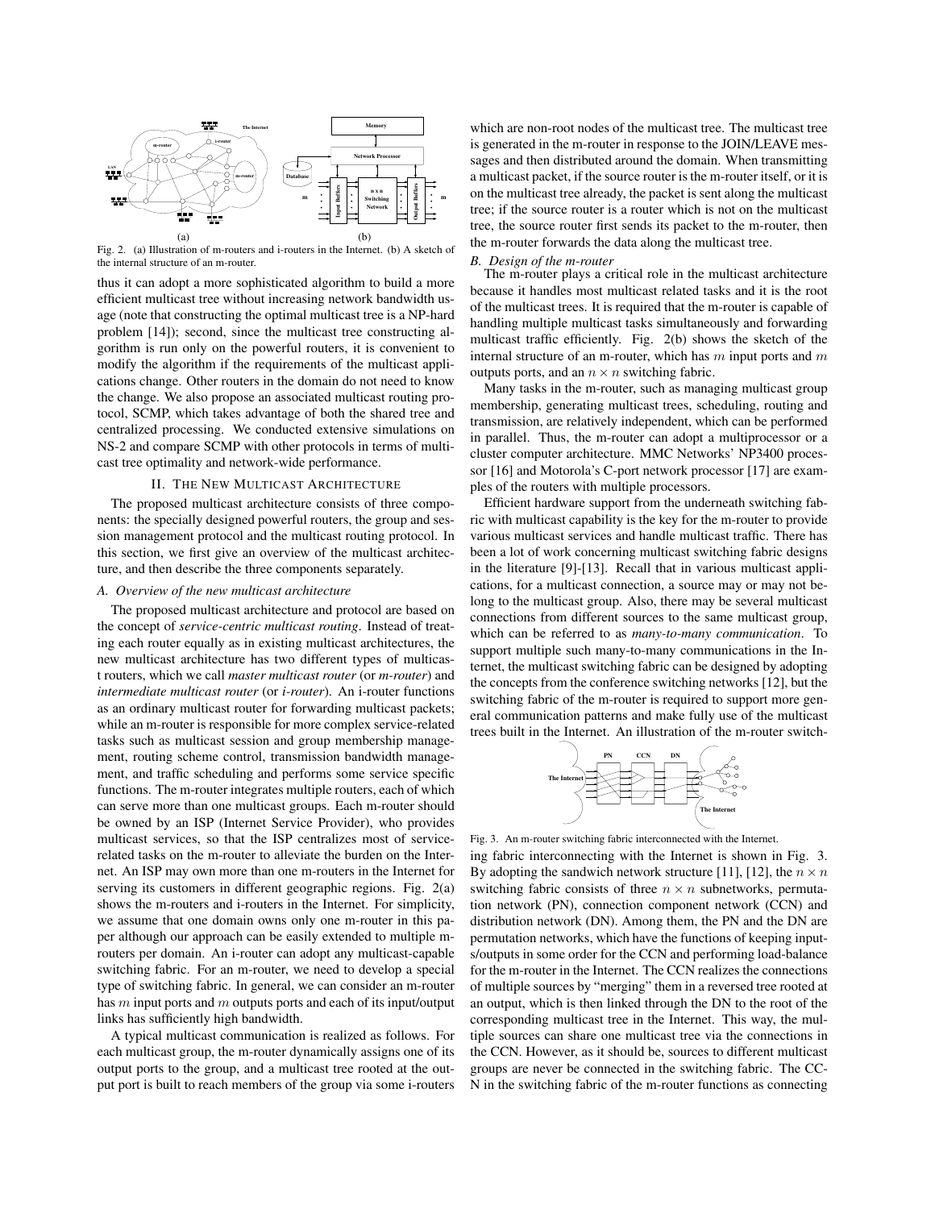Fig. 2. (a) Illustration of m-routers and i-routers in the Internet. (b) A sketch of the internal structure of an m-router.

thus it can adopt a more sophisticated algorithm to build a more efficient multicast tree without increasing network bandwidth usage (note that constructing the optimal multicast tree is a NP-hard problem [14]); second, since the multicast tree constructing algorithm is run only on the powerful routers, it is convenient to modify the algorithm if the requirements of the multicast applications change. Other routers in the domain do not need to know the change. We also propose an associated multicast routing protocol, SCMP, which takes advantage of both the shared tree and centralized processing. We conducted extensive simulations on NS-2 and compare SCMP with other protocols in terms of multicast tree optimality and network-wide performance.

## II. The New Multicast Architecture

The proposed multicast architecture consists of three components: the specially designed powerful routers, the group and session management protocol and the multicast routing protocol. In this section, we first give an overview of the multicast architecture, and then describe the three components separately.

### A. Overview of the new multicast architecture

The proposed multicast architecture and protocol are based on the concept of *service-centric multicast routing*. Instead of treating each router equally as in existing multicast architectures, the new multicast architecture has two different types of multicast routers, which we call *master multicast router* (or *m-router*) and *intermediate multicast router* (or *i-router*). An i-router functions as an ordinary multicast router for forwarding multicast packets; while an m-router is responsible for more complex service-related tasks such as multicast session and group membership management, routing scheme control, transmission bandwidth management, and traffic scheduling and performs some service specific functions. The m-router integrates multiple routers, each of which can serve more than one multicast groups. Each m-router should be owned by an ISP (Internet Service Provider), who provides multicast services, so that the ISP centralizes most of service-related tasks on the m-router to alleviate the burden on the Internet. An ISP may own more than one m-routers in the Internet for serving its customers in different geographic regions. Fig. 2(a) shows the m-routers and i-routers in the Internet. For simplicity, we assume that one domain owns only one m-router in this paper although our approach can be easily extended to multiple m-routers per domain. An i-router can adopt any multicast-capable switching fabric. For an m-router, we need to develop a special type of switching fabric. In general, we can consider an m-router has $m$ input ports and $m$ outputs ports and each of its input/output links has sufficiently high bandwidth.

A typical multicast communication is realized as follows. For each multicast group, the m-router dynamically assigns one of its output ports to the group, and a multicast tree rooted at the output port is built to reach members of the group via some i-routers which are non-root nodes of the multicast tree. The multicast tree is generated in the m-router in response to the JOIN/LEAVE messages and then distributed around the domain. When transmitting a multicast packet, if the source router is the m-router itself, or it is on the multicast tree already, the packet is sent along the multicast tree; if the source router is a router which is not on the multicast tree, the source router first sends its packet to the m-router, then the m-router forwards the data along the multicast tree.

### B. Design of the m-router

The m-router plays a critical role in the multicast architecture because it handles most multicast related tasks and it is the root of the multicast trees. It is required that the m-router is capable of handling multiple multicast tasks simultaneously and forwarding multicast traffic efficiently. Fig. 2(b) shows the sketch of the internal structure of an m-router, which has $m$ input ports and $m$ outputs ports, and an $n \times n$ switching fabric.

Many tasks in the m-router, such as managing multicast group membership, generating multicast trees, scheduling, routing and transmission, are relatively independent, which can be performed in parallel. Thus, the m-router can adopt a multiprocessor or a cluster computer architecture. MMC Networks' NP3400 processor [16] and Motorola's C-port network processor [17] are examples of the routers with multiple processors.

Efficient hardware support from the underneath switching fabric with multicast capability is the key for the m-router to provide various multicast services and handle multicast traffic. There has been a lot of work concerning multicast switching fabric designs in the literature [9]-[13]. Recall that in various multicast applications, for a multicast connection, a source may or may not belong to the multicast group. Also, there may be several multicast connections from different sources to the same multicast group, which can be referred to as *many-to-many communication*. To support multiple such many-to-many communications in the Internet, the multicast switching fabric can be designed by adopting the concepts from the conference switching networks [12], but the switching fabric of the m-router is required to support more general communication patterns and make fully use of the multicast trees built in the Internet. An illustration of the m-router switching fabric interconnecting with the Internet is shown in Fig. 3. By adopting the sandwich network structure [11], [12], the $n \times n$ switching fabric consists of three $n \times n$ subnetworks, permutation network (PN), connection component network (CCN) and distribution network (DN). Among them, the PN and the DN are permutation networks, which have the functions of keeping inputs/outputs in some order for the CCN and performing load-balance for the m-router in the Internet. The CCN realizes the connections of multiple sources by "merging" them in a reversed tree rooted at an output, which is then linked through the DN to the root of the corresponding multicast tree in the Internet. This way, the multiple sources can share one multicast tree via the connections in the CCN. However, as it should be, sources to different multicast groups are never be connected in the switching fabric. The CCN in the switching fabric of the m-router functions as connecting

Fig. 3. An m-router switching fabric interconnected with the Internet.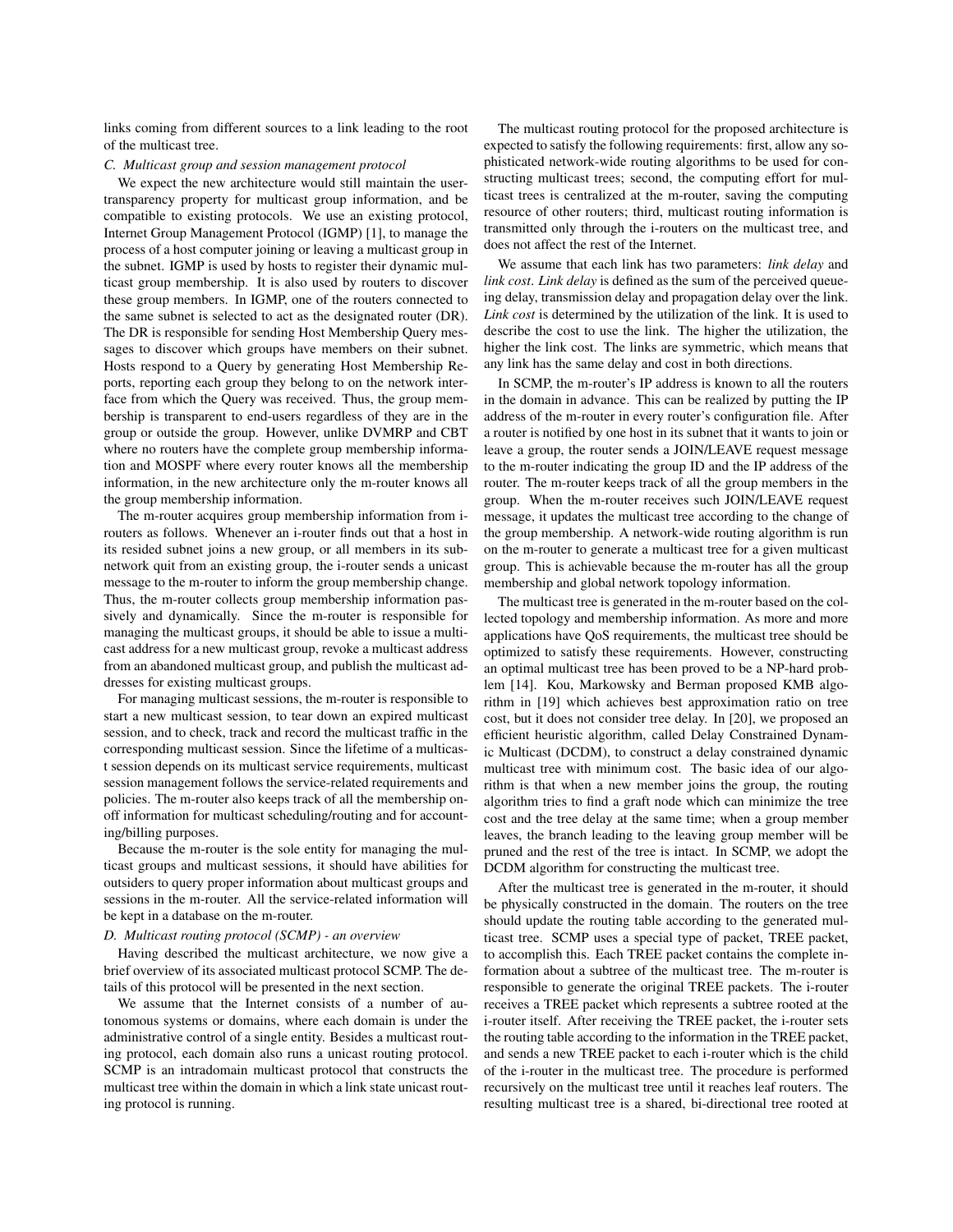links coming from different sources to a link leading to the root of the multicast tree.

### C. Multicast group and session management protocol

We expect the new architecture would still maintain the user-transparency property for multicast group information, and be compatible to existing protocols. We use an existing protocol, Internet Group Management Protocol (IGMP) [1], to manage the process of a host computer joining or leaving a multicast group in the subnet. IGMP is used by hosts to register their dynamic multicast group membership. It is also used by routers to discover these group members. In IGMP, one of the routers connected to the same subnet is selected to act as the designated router (DR). The DR is responsible for sending Host Membership Query messages to discover which groups have members on their subnet. Hosts respond to a Query by generating Host Membership Reports, reporting each group they belong to on the network interface from which the Query was received. Thus, the group membership is transparent to end-users regardless of they are in the group or outside the group. However, unlike DVMRP and CBT where no routers have the complete group membership information and MOSPF where every router knows all the membership information, in the new architecture only the m-router knows all the group membership information.

The m-router acquires group membership information from i-routers as follows. Whenever an i-router finds out that a host in its resided subnet joins a new group, or all members in its subnetwork quit from an existing group, the i-router sends a unicast message to the m-router to inform the group membership change. Thus, the m-router collects group membership information passively and dynamically. Since the m-router is responsible for managing the multicast groups, it should be able to issue a multicast address for a new multicast group, revoke a multicast address from an abandoned multicast group, and publish the multicast addresses for existing multicast groups.

For managing multicast sessions, the m-router is responsible to start a new multicast session, to tear down an expired multicast session, and to check, track and record the multicast traffic in the corresponding multicast session. Since the lifetime of a multicast session depends on its multicast service requirements, multicast session management follows the service-related requirements and policies. The m-router also keeps track of all the membership on-off information for multicast scheduling/routing and for accounting/billing purposes.

Because the m-router is the sole entity for managing the multicast groups and multicast sessions, it should have abilities for outsiders to query proper information about multicast groups and sessions in the m-router. All the service-related information will be kept in a database on the m-router.

### D. Multicast routing protocol (SCMP) - an overview

Having described the multicast architecture, we now give a brief overview of its associated multicast protocol SCMP. The details of this protocol will be presented in the next section.

We assume that the Internet consists of a number of autonomous systems or domains, where each domain is under the administrative control of a single entity. Besides a multicast routing protocol, each domain also runs a unicast routing protocol. SCMP is an intradomain multicast protocol that constructs the multicast tree within the domain in which a link state unicast routing protocol is running.

The multicast routing protocol for the proposed architecture is expected to satisfy the following requirements: first, allow any sophisticated network-wide routing algorithms to be used for constructing multicast trees; second, the computing effort for multicast trees is centralized at the m-router, saving the computing resource of other routers; third, multicast routing information is transmitted only through the i-routers on the multicast tree, and does not affect the rest of the Internet.

We assume that each link has two parameters: *link delay* and *link cost*. *Link delay* is defined as the sum of the perceived queueing delay, transmission delay and propagation delay over the link. *Link cost* is determined by the utilization of the link. It is used to describe the cost to use the link. The higher the utilization, the higher the link cost. The links are symmetric, which means that any link has the same delay and cost in both directions.

In SCMP, the m-router's IP address is known to all the routers in the domain in advance. This can be realized by putting the IP address of the m-router in every router's configuration file. After a router is notified by one host in its subnet that it wants to join or leave a group, the router sends a JOIN/LEAVE request message to the m-router indicating the group ID and the IP address of the router. The m-router keeps track of all the group members in the group. When the m-router receives such JOIN/LEAVE request message, it updates the multicast tree according to the change of the group membership. A network-wide routing algorithm is run on the m-router to generate a multicast tree for a given multicast group. This is achievable because the m-router has all the group membership and global network topology information.

The multicast tree is generated in the m-router based on the collected topology and membership information. As more and more applications have QoS requirements, the multicast tree should be optimized to satisfy these requirements. However, constructing an optimal multicast tree has been proved to be a NP-hard problem [14]. Kou, Markowsky and Berman proposed KMB algorithm in [19] which achieves best approximation ratio on tree cost, but it does not consider tree delay. In [20], we proposed an efficient heuristic algorithm, called Delay Constrained Dynamic Multicast (DCDM), to construct a delay constrained dynamic multicast tree with minimum cost. The basic idea of our algorithm is that when a new member joins the group, the routing algorithm tries to find a graft node which can minimize the tree cost and the tree delay at the same time; when a group member leaves, the branch leading to the leaving group member will be pruned and the rest of the tree is intact. In SCMP, we adopt the DCDM algorithm for constructing the multicast tree.

After the multicast tree is generated in the m-router, it should be physically constructed in the domain. The routers on the tree should update the routing table according to the generated multicast tree. SCMP uses a special type of packet, TREE packet, to accomplish this. Each TREE packet contains the complete information about a subtree of the multicast tree. The m-router is responsible to generate the original TREE packets. The i-router receives a TREE packet which represents a subtree rooted at the i-router itself. After receiving the TREE packet, the i-router sets the routing table according to the information in the TREE packet, and sends a new TREE packet to each i-router which is the child of the i-router in the multicast tree. The procedure is performed recursively on the multicast tree until it reaches leaf routers. The resulting multicast tree is a shared, bi-directional tree rooted at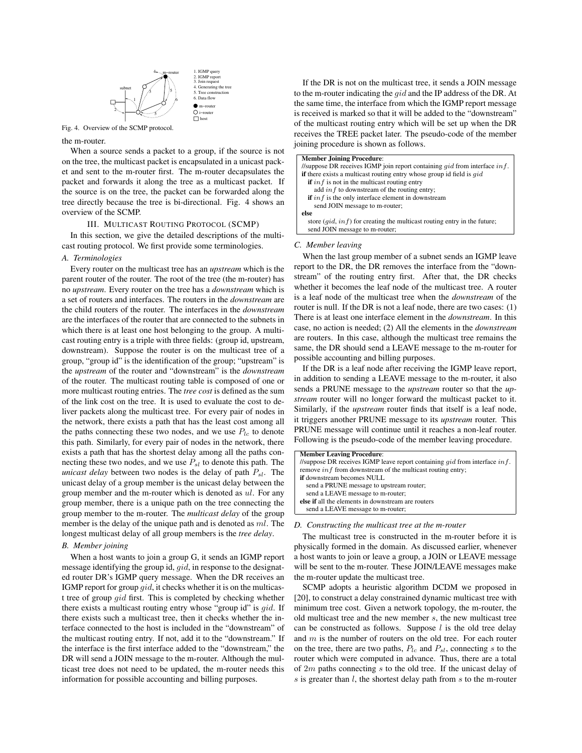Fig. 4. Overview of the SCMP protocol.

the m-router.

When a source sends a packet to a group, if the source is not on the tree, the multicast packet is encapsulated in a unicast packet and sent to the m-router first. The m-router decapsulates the packet and forwards it along the tree as a multicast packet. If the source is on the tree, the packet can be forwarded along the tree directly because the tree is bi-directional. Fig. 4 shows an overview of the SCMP.

## III. Multicast Routing Protocol (SCMP)

In this section, we give the detailed descriptions of the multicast routing protocol. We first provide some terminologies.

### A. Terminologies

Every router on the multicast tree has an *upstream* which is the parent router of the router. The root of the tree (the m-router) has no *upstream*. Every router on the tree has a *downstream* which is a set of routers and interfaces. The routers in the *downstream* are the child routers of the router. The interfaces in the *downstream* are the interfaces of the router that are connected to the subnets in which there is at least one host belonging to the group. A multicast routing entry is a triple with three fields: (group id, upstream, downstream). Suppose the router is on the multicast tree of a group, "group id" is the identification of the group; "upstream" is the *upstream* of the router and "downstream" is the *downstream* of the router. The multicast routing table is composed of one or more multicast routing entries. The *tree cost* is defined as the sum of the link cost on the tree. It is used to evaluate the cost to deliver packets along the multicast tree. For every pair of nodes in the network, there exists a path that has the least cost among all the paths connecting these two nodes, and we use $P_{lc}$ to denote this path. Similarly, for every pair of nodes in the network, there exists a path that has the shortest delay among all the paths connecting these two nodes, and we use $P_{sl}$ to denote this path. The *unicast delay* between two nodes is the delay of path $P_{sl}$. The unicast delay of a group member is the unicast delay between the group member and the m-router which is denoted as $ul$. For any group member, there is a unique path on the tree connecting the group member to the m-router. The *multicast delay* of the group member is the delay of the unique path and is denoted as $ml$. The longest multicast delay of all group members is the *tree delay*.

### B. Member joining

When a host wants to join a group G, it sends an IGMP report message identifying the group id, $gid$, in response to the designated router DR's IGMP query message. When the DR receives an IGMP report for group $gid$, it checks whether it is on the multicast tree of group $gid$ first. This is completed by checking whether there exists a multicast routing entry whose "group id" is $gid$. If there exists such a multicast tree, then it checks whether the interface connected to the host is included in the "downstream" of the multicast routing entry. If not, add it to the "downstream." If the interface is the first interface added to the "downstream," the DR will send a JOIN message to the m-router. Although the multicast tree does not need to be updated, the m-router needs this information for possible accounting and billing purposes.

If the DR is not on the multicast tree, it sends a JOIN message to the m-router indicating the $gid$ and the IP address of the DR. At the same time, the interface from which the IGMP report message is received is marked so that it will be added to the "downstream" of the multicast routing entry which will be set up when the DR receives the TREE packet later. The pseudo-code of the member joining procedure is shown as follows.

```
Member Joining Procedure:
//suppose DR receives IGMP join report containing gid from interface inf.
if there exists a multicast routing entry whose group id field is gid
  if inf is not in the multicast routing entry
    add inf to downstream of the routing entry;
  if inf is the only interface element in downstream
    send JOIN message to m-router;
else
  store (gid, inf) for creating the multicast routing entry in the future;
  send JOIN message to m-router;
```

### C. Member leaving

When the last group member of a subnet sends an IGMP leave report to the DR, the DR removes the interface from the "downstream" of the routing entry first. After that, the DR checks whether it becomes the leaf node of the multicast tree. A router is a leaf node of the multicast tree when the *downstream* of the router is null. If the DR is not a leaf node, there are two cases: (1) There is at least one interface element in the *downstream*. In this case, no action is needed; (2) All the elements in the *downstream* are routers. In this case, although the multicast tree remains the same, the DR should send a LEAVE message to the m-router for possible accounting and billing purposes.

If the DR is a leaf node after receiving the IGMP leave report, in addition to sending a LEAVE message to the m-router, it also sends a PRUNE message to the *upstream* router so that the *upstream* router will no longer forward the multicast packet to it. Similarly, if the *upstream* router finds that itself is a leaf node, it triggers another PRUNE message to its *upstream* router. This PRUNE message will continue until it reaches a non-leaf router. Following is the pseudo-code of the member leaving procedure.

```
Member Leaving Procedure:
//suppose DR receives IGMP leave report containing gid from interface inf.
remove inf from downstream of the multicast routing entry;
if downstream becomes NULL
  send a PRUNE message to upstream router;
  send a LEAVE message to m-router;
else if all the elements in downstream are routers
  send a LEAVE message to m-router;
```

### D. Constructing the multicast tree at the m-router

The multicast tree is constructed in the m-router before it is physically formed in the domain. As discussed earlier, whenever a host wants to join or leave a group, a JOIN or LEAVE message will be sent to the m-router. These JOIN/LEAVE messages make the m-router update the multicast tree.

SCMP adopts a heuristic algorithm DCDM we proposed in [20], to construct a delay constrained dynamic multicast tree with minimum tree cost. Given a network topology, the m-router, the old multicast tree and the new member $s$, the new multicast tree can be constructed as follows. Suppose $l$ is the old tree delay and $m$ is the number of routers on the old tree. For each router on the tree, there are two paths, $P_{lc}$ and $P_{sl}$, connecting $s$ to the router which were computed in advance. Thus, there are a total of $2m$ paths connecting $s$ to the old tree. If the unicast delay of $s$ is greater than $l$, the shortest delay path from $s$ to the m-router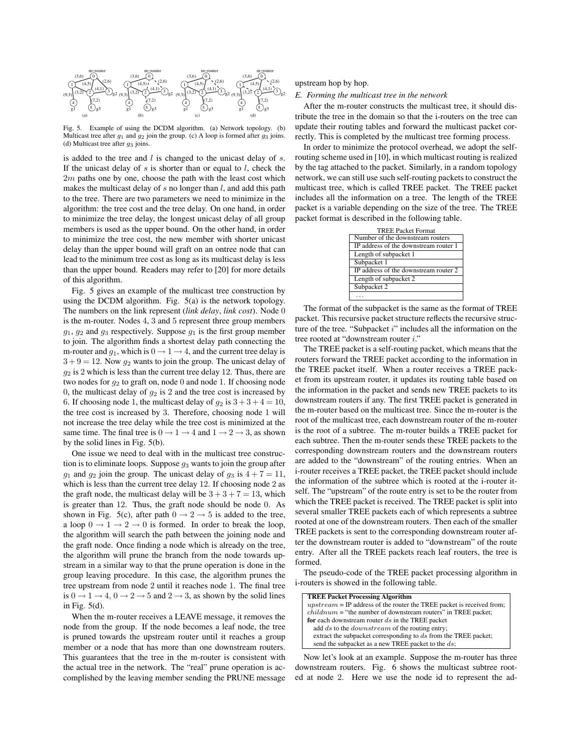m–router

(3,6) 0

1 (4,5) (2,6)

(3,2) 2 (4,1) 3 g2

(9,3)

4 (7,2)

g1 5 g3

(a) (b) (c) (d)

Fig. 5. Example of using the DCDM algorithm. (a) Network topology. (b) Multicast tree after $g_1$ and $g_2$ join the group. (c) A loop is formed after $g_3$ joins. (d) Multicast tree after $g_3$ joins.

is added to the tree and $l$ is changed to the unicast delay of $s$. If the unicast delay of $s$ is shorter than or equal to $l$, check the $2m$ paths one by one, choose the path with the least cost which makes the multicast delay of $s$ no longer than $l$, and add this path to the tree. There are two parameters we need to minimize in the algorithm: the tree cost and the tree delay. On one hand, in order to minimize the tree delay, the longest unicast delay of all group members is used as the upper bound. On the other hand, in order to minimize the tree cost, the new member with shorter unicast delay than the upper bound will graft on an ontree node that can lead to the minimum tree cost as long as its multicast delay is less than the upper bound. Readers may refer to [20] for more details of this algorithm.

Fig. 5 gives an example of the multicast tree construction by using the DCDM algorithm. Fig. 5(a) is the network topology. The numbers on the link represent (*link delay*, *link cost*). Node 0 is the m-router. Nodes 4, 3 and 5 represent three group members $g_1$, $g_2$ and $g_3$ respectively. Suppose $g_1$ is the first group member to join. The algorithm finds a shortest delay path connecting the m-router and $g_1$, which is $0 \rightarrow 1 \rightarrow 4$, and the current tree delay is $3+9=12$. Now $g_2$ wants to join the group. The unicast delay of $g_2$ is 2 which is less than the current tree delay 12. Thus, there are two nodes for $g_2$ to graft on, node 0 and node 1. If choosing node 0, the multicast delay of $g_2$ is 2 and the tree cost is increased by 6. If choosing node 1, the multicast delay of $g_2$ is $3+3+4=10$, the tree cost is increased by 3. Therefore, choosing node 1 will not increase the tree delay while the tree cost is minimized at the same time. The final tree is $0 \rightarrow 1 \rightarrow 4$ and $1 \rightarrow 2 \rightarrow 3$, as shown by the solid lines in Fig. 5(b).

One issue we need to deal with in the multicast tree construction is to eliminate loops. Suppose $g_3$ wants to join the group after $g_1$ and $g_2$ join the group. The unicast delay of $g_3$ is $4+7=11$, which is less than the current tree delay 12. If choosing node 2 as the graft node, the multicast delay will be $3+3+7=13$, which is greater than 12. Thus, the graft node should be node 0. As shown in Fig. 5(c), after path $0 \rightarrow 2 \rightarrow 5$ is added to the tree, a loop $0 \rightarrow 1 \rightarrow 2 \rightarrow 0$ is formed. In order to break the loop, the algorithm will search the path between the joining node and the graft node. Once finding a node which is already on the tree, the algorithm will prune the branch from the node towards upstream in a similar way to that the prune operation is done in the group leaving procedure. In this case, the algorithm prunes the tree upstream from node 2 until it reaches node 1. The final tree is $0 \rightarrow 1 \rightarrow 4$, $0 \rightarrow 2 \rightarrow 5$ and $2 \rightarrow 3$, as shown by the solid lines in Fig. 5(d).

When the m-router receives a LEAVE message, it removes the node from the group. If the node becomes a leaf node, the tree is pruned towards the upstream router until it reaches a group member or a node that has more than one downstream routers. This guarantees that the tree in the m-router is consistent with the actual tree in the network. The "real" prune operation is accomplished by the leaving member sending the PRUNE message upstream hop by hop.

### E. Forming the multicast tree in the network

After the m-router constructs the multicast tree, it should distribute the tree in the domain so that the i-routers on the tree can update their routing tables and forward the multicast packet correctly. This is completed by the multicast tree forming process.

In order to minimize the protocol overhead, we adopt the self-routing scheme used in [10], in which multicast routing is realized by the tag attached to the packet. Similarly, in a random topology network, we can still use such self-routing packets to construct the multicast tree, which is called TREE packet. The TREE packet includes all the information on a tree. The length of the TREE packet is a variable depending on the size of the tree. The TREE packet format is described in the following table.

| TREE Packet Format |
|---|
| Number of the downstream routers |
| IP address of the downstream router 1 |
| Length of subpacket 1 |
| Subpacket 1 |
| IP address of the downstream router 2 |
| Length of subpacket 2 |
| Subpacket 2 |
| ... |

The format of the subpacket is the same as the format of TREE packet. This recursive packet structure reflects the recursive structure of the tree. "Subpacket $i$" includes all the information on the tree rooted at "downstream router $i$."

The TREE packet is a self-routing packet, which means that the routers forward the TREE packet according to the information in the TREE packet itself. When a router receives a TREE packet from its upstream router, it updates its routing table based on the information in the packet and sends new TREE packets to its downstream routers if any. The first TREE packet is generated in the m-router based on the multicast tree. Since the m-router is the root of the multicast tree, each downstream router of the m-router is the root of a subtree. The m-router builds a TREE packet for each subtree. Then the m-router sends these TREE packets to the corresponding downstream routers and the downstream routers are added to the "downstream" of the routing entries. When an i-router receives a TREE packet, the TREE packet should include the information of the subtree which is rooted at the i-router itself. The "upstream" of the route entry is set to be the router from which the TREE packet is received. The TREE packet is split into several smaller TREE packets each of which represents a subtree rooted at one of the downstream routers. Then each of the smaller TREE packets is sent to the corresponding downstream router after the downstream router is added to "downstream" of the route entry. After all the TREE packets reach leaf routers, the tree is formed.

The pseudo-code of the TREE packet processing algorithm in i-routers is showed in the following table.

**TREE Packet Processing Algorithm**

$upstream$ = IP address of the router the TREE packet is received from;
$childnum$ = "the number of downstream routers" in TREE packet;
**for** each downstream router $ds$ in the TREE packet
  add $ds$ to the $downstream$ of the routing entry;
  extract the subpacket corresponding to $ds$ from the TREE packet;
  send the subpacket as a new TREE packet to the $ds$;

Now let's look at an example. Suppose the m-router has three downstream routers. Fig. 6 shows the multicast subtree rooted at node 2. Here we use the node id to represent the ad-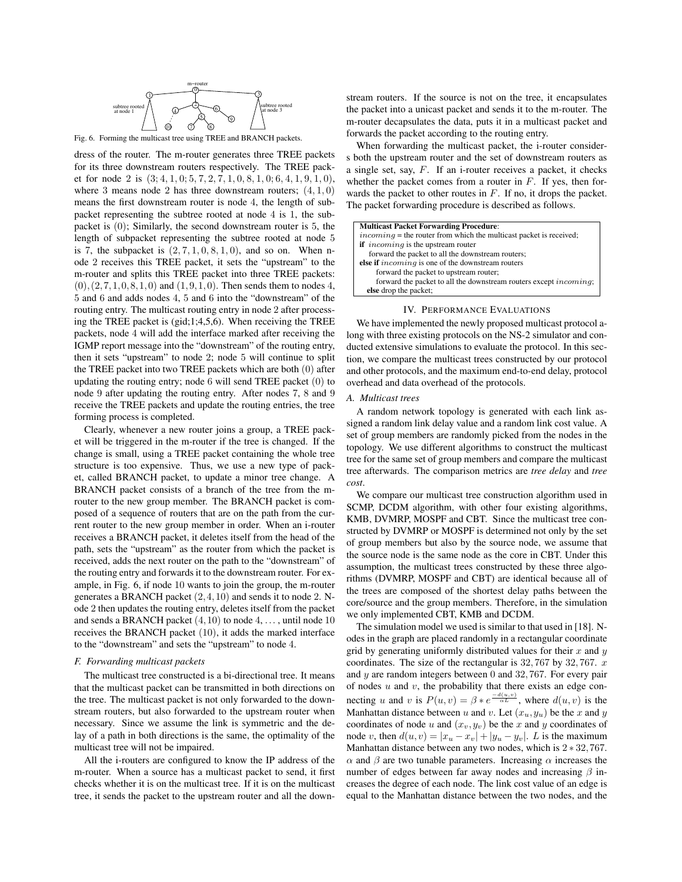m−router

subtree rooted at node 1

subtree rooted at node 3

Fig. 6. Forming the multicast tree using TREE and BRANCH packets.

dress of the router. The m-router generates three TREE packets for its three downstream routers respectively. The TREE packet for node 2 is $(3; 4, 1, 0; 5, 7, 2, 7, 1, 0, 8, 1, 0; 6, 4, 1, 9, 1, 0)$, where 3 means node 2 has three downstream routers; $(4, 1, 0)$ means the first downstream router is node 4, the length of subpacket representing the subtree rooted at node 4 is 1, the subpacket is $(0)$; Similarly, the second downstream router is 5, the length of subpacket representing the subtree rooted at node 5 is 7, the subpacket is $(2, 7, 1, 0, 8, 1, 0)$, and so on. When node 2 receives this TREE packet, it sets the "upstream" to the m-router and splits this TREE packet into three TREE packets: $(0), (2, 7, 1, 0, 8, 1, 0)$ and $(1, 9, 1, 0)$. Then sends them to nodes 4, 5 and 6 and adds nodes 4, 5 and 6 into the "downstream" of the routing entry. The multicast routing entry in node 2 after processing the TREE packet is (gid;1;4,5,6). When receiving the TREE packets, node 4 will add the interface marked after receiving the IGMP report message into the "downstream" of the routing entry, then it sets "upstream" to node 2; node 5 will continue to split the TREE packet into two TREE packets which are both $(0)$ after updating the routing entry; node 6 will send TREE packet $(0)$ to node 9 after updating the routing entry. After nodes 7, 8 and 9 receive the TREE packets and update the routing entries, the tree forming process is completed.

Clearly, whenever a new router joins a group, a TREE packet will be triggered in the m-router if the tree is changed. If the change is small, using a TREE packet containing the whole tree structure is too expensive. Thus, we use a new type of packet, called BRANCH packet, to update a minor tree change. A BRANCH packet consists of a branch of the tree from the m-router to the new group member. The BRANCH packet is composed of a sequence of routers that are on the path from the current router to the new group member in order. When an i-router receives a BRANCH packet, it deletes itself from the head of the path, sets the "upstream" as the router from which the packet is received, adds the next router on the path to the "downstream" of the routing entry and forwards it to the downstream router. For example, in Fig. 6, if node 10 wants to join the group, the m-router generates a BRANCH packet $(2, 4, 10)$ and sends it to node 2. Node 2 then updates the routing entry, deletes itself from the packet and sends a BRANCH packet $(4, 10)$ to node 4, ..., until node 10 receives the BRANCH packet $(10)$, it adds the marked interface to the "downstream" and sets the "upstream" to node 4.

### F. Forwarding multicast packets

The multicast tree constructed is a bi-directional tree. It means that the multicast packet can be transmitted in both directions on the tree. The multicast packet is not only forwarded to the downstream routers, but also forwarded to the upstream router when necessary. Since we assume the link is symmetric and the delay of a path in both directions is the same, the optimality of the multicast tree will not be impaired.

All the i-routers are configured to know the IP address of the m-router. When a source has a multicast packet to send, it first checks whether it is on the multicast tree. If it is on the multicast tree, it sends the packet to the upstream router and all the downstream routers. If the source is not on the tree, it encapsulates the packet into a unicast packet and sends it to the m-router. The m-router decapsulates the data, puts it in a multicast packet and forwards the packet according to the routing entry.

When forwarding the multicast packet, the i-router considers both the upstream router and the set of downstream routers as a single set, say, $F$. If an i-router receives a packet, it checks whether the packet comes from a router in $F$. If yes, then forwards the packet to other routes in $F$. If no, it drops the packet. The packet forwarding procedure is described as follows.

```
Multicast Packet Forwarding Procedure:
incoming = the router from which the multicast packet is received;
if incoming is the upstream router
   forward the packet to all the downstream routers;
else if incoming is one of the downstream routers
      forward the packet to upstream router;
      forward the packet to all the downstream routers except incoming;
   else drop the packet;
```

## IV. Performance Evaluations

We have implemented the newly proposed multicast protocol along with three existing protocols on the NS-2 simulator and conducted extensive simulations to evaluate the protocol. In this section, we compare the multicast trees constructed by our protocol and other protocols, and the maximum end-to-end delay, protocol overhead and data overhead of the protocols.

### A. Multicast trees

A random network topology is generated with each link assigned a random link delay value and a random link cost value. A set of group members are randomly picked from the nodes in the topology. We use different algorithms to construct the multicast tree for the same set of group members and compare the multicast tree afterwards. The comparison metrics are *tree delay* and *tree cost*.

We compare our multicast tree construction algorithm used in SCMP, DCDM algorithm, with other four existing algorithms, KMB, DVMRP, MOSPF and CBT. Since the multicast tree constructed by DVMRP or MOSPF is determined not only by the set of group members but also by the source node, we assume that the source node is the same node as the core in CBT. Under this assumption, the multicast trees constructed by these three algorithms (DVMRP, MOSPF and CBT) are identical because all of the trees are composed of the shortest delay paths between the core/source and the group members. Therefore, in the simulation we only implemented CBT, KMB and DCDM.

The simulation model we used is similar to that used in [18]. Nodes in the graph are placed randomly in a rectangular coordinate grid by generating uniformly distributed values for their $x$ and $y$ coordinates. The size of the rectangular is $32,767$ by $32,767$. $x$ and $y$ are random integers between 0 and $32,767$. For every pair of nodes $u$ and $v$, the probability that there exists an edge connecting $u$ and $v$ is $P(u, v) = \beta * e^{\frac{-d(u,v)}{\alpha L}}$, where $d(u, v)$ is the Manhattan distance between $u$ and $v$. Let $(x_u, y_u)$ be the $x$ and $y$ coordinates of node $u$ and $(x_v, y_v)$ be the $x$ and $y$ coordinates of node $v$, then $d(u, v) = |x_u - x_v| + |y_u - y_v|$. $L$ is the maximum Manhattan distance between any two nodes, which is $2 * 32,767$. $\alpha$ and $\beta$ are two tunable parameters. Increasing $\alpha$ increases the number of edges between far away nodes and increasing $\beta$ increases the degree of each node. The link cost value of an edge is equal to the Manhattan distance between the two nodes, and the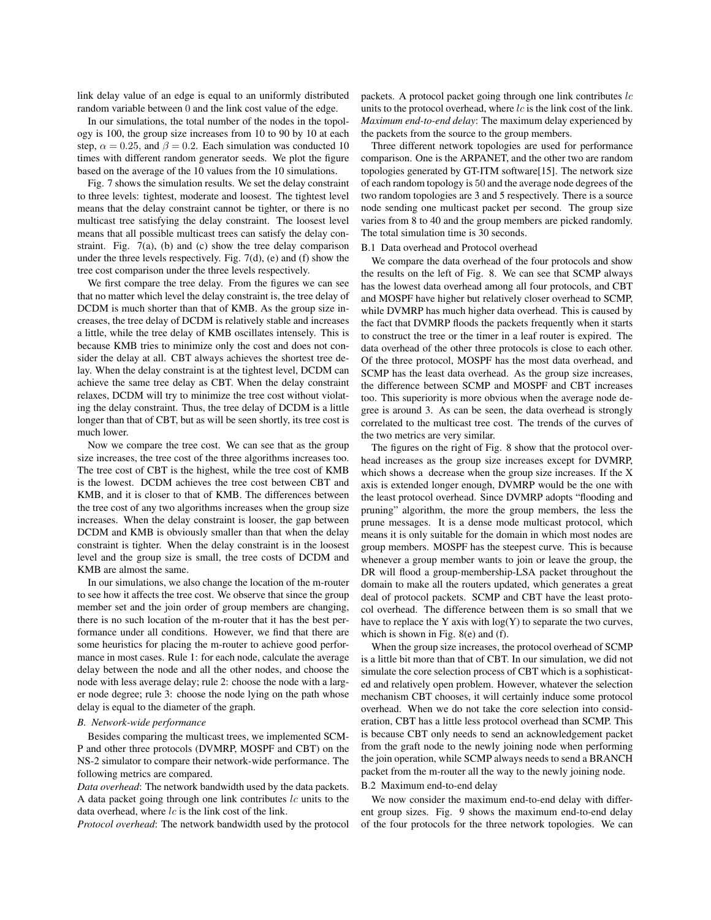link delay value of an edge is equal to an uniformly distributed random variable between 0 and the link cost value of the edge.

In our simulations, the total number of the nodes in the topology is 100, the group size increases from 10 to 90 by 10 at each step, $\alpha = 0.25$, and $\beta = 0.2$. Each simulation was conducted 10 times with different random generator seeds. We plot the figure based on the average of the 10 values from the 10 simulations.

Fig. 7 shows the simulation results. We set the delay constraint to three levels: tightest, moderate and loosest. The tightest level means that the delay constraint cannot be tighter, or there is no multicast tree satisfying the delay constraint. The loosest level means that all possible multicast trees can satisfy the delay constraint. Fig. 7(a), (b) and (c) show the tree delay comparison under the three levels respectively. Fig. 7(d), (e) and (f) show the tree cost comparison under the three levels respectively.

We first compare the tree delay. From the figures we can see that no matter which level the delay constraint is, the tree delay of DCDM is much shorter than that of KMB. As the group size increases, the tree delay of DCDM is relatively stable and increases a little, while the tree delay of KMB oscillates intensely. This is because KMB tries to minimize only the cost and does not consider the delay at all. CBT always achieves the shortest tree delay. When the delay constraint is at the tightest level, DCDM can achieve the same tree delay as CBT. When the delay constraint relaxes, DCDM will try to minimize the tree cost without violating the delay constraint. Thus, the tree delay of DCDM is a little longer than that of CBT, but as will be seen shortly, its tree cost is much lower.

Now we compare the tree cost. We can see that as the group size increases, the tree cost of the three algorithms increases too. The tree cost of CBT is the highest, while the tree cost of KMB is the lowest. DCDM achieves the tree cost between CBT and KMB, and it is closer to that of KMB. The differences between the tree cost of any two algorithms increases when the group size increases. When the delay constraint is looser, the gap between DCDM and KMB is obviously smaller than that when the delay constraint is tighter. When the delay constraint is in the loosest level and the group size is small, the tree costs of DCDM and KMB are almost the same.

In our simulations, we also change the location of the m-router to see how it affects the tree cost. We observe that since the group member set and the join order of group members are changing, there is no such location of the m-router that it has the best performance under all conditions. However, we find that there are some heuristics for placing the m-router to achieve good performance in most cases. Rule 1: for each node, calculate the average delay between the node and all the other nodes, and choose the node with less average delay; rule 2: choose the node with a larger node degree; rule 3: choose the node lying on the path whose delay is equal to the diameter of the graph.

### B. Network-wide performance

Besides comparing the multicast trees, we implemented SCMP and other three protocols (DVMRP, MOSPF and CBT) on the NS-2 simulator to compare their network-wide performance. The following metrics are compared.

*Data overhead*: The network bandwidth used by the data packets. A data packet going through one link contributes $lc$ units to the data overhead, where $lc$ is the link cost of the link.

*Protocol overhead*: The network bandwidth used by the protocol packets. A protocol packet going through one link contributes $lc$ units to the protocol overhead, where $lc$ is the link cost of the link.

*Maximum end-to-end delay*: The maximum delay experienced by the packets from the source to the group members.

Three different network topologies are used for performance comparison. One is the ARPANET, and the other two are random topologies generated by GT-ITM software[15]. The network size of each random topology is 50 and the average node degrees of the two random topologies are 3 and 5 respectively. There is a source node sending one multicast packet per second. The group size varies from 8 to 40 and the group members are picked randomly. The total simulation time is 30 seconds.

B.1 Data overhead and Protocol overhead

We compare the data overhead of the four protocols and show the results on the left of Fig. 8. We can see that SCMP always has the lowest data overhead among all four protocols, and CBT and MOSPF have higher but relatively closer overhead to SCMP, while DVMRP has much higher data overhead. This is caused by the fact that DVMRP floods the packets frequently when it starts to construct the tree or the timer in a leaf router is expired. The data overhead of the other three protocols is close to each other. Of the three protocol, MOSPF has the most data overhead, and SCMP has the least data overhead. As the group size increases, the difference between SCMP and MOSPF and CBT increases too. This superiority is more obvious when the average node degree is around 3. As can be seen, the data overhead is strongly correlated to the multicast tree cost. The trends of the curves of the two metrics are very similar.

The figures on the right of Fig. 8 show that the protocol overhead increases as the group size increases except for DVMRP, which shows a decrease when the group size increases. If the X axis is extended longer enough, DVMRP would be the one with the least protocol overhead. Since DVMRP adopts "flooding and pruning" algorithm, the more the group members, the less the prune messages. It is a dense mode multicast protocol, which means it is only suitable for the domain in which most nodes are group members. MOSPF has the steepest curve. This is because whenever a group member wants to join or leave the group, the DR will flood a group-membership-LSA packet throughout the domain to make all the routers updated, which generates a great deal of protocol packets. SCMP and CBT have the least protocol overhead. The difference between them is so small that we have to replace the Y axis with log(Y) to separate the two curves, which is shown in Fig. 8(e) and (f).

When the group size increases, the protocol overhead of SCMP is a little bit more than that of CBT. In our simulation, we did not simulate the core selection process of CBT which is a sophisticated and relatively open problem. However, whatever the selection mechanism CBT chooses, it will certainly induce some protocol overhead. When we do not take the core selection into consideration, CBT has a little less protocol overhead than SCMP. This is because CBT only needs to send an acknowledgement packet from the graft node to the newly joining node when performing the join operation, while SCMP always needs to send a BRANCH packet from the m-router all the way to the newly joining node.

B.2 Maximum end-to-end delay

We now consider the maximum end-to-end delay with different group sizes. Fig. 9 shows the maximum end-to-end delay of the four protocols for the three network topologies. We can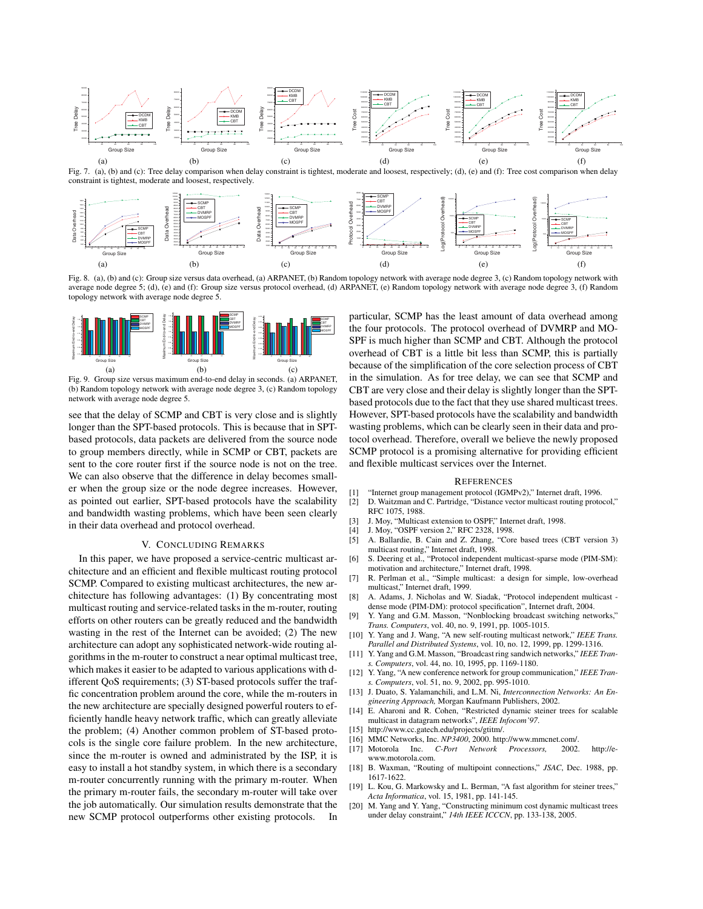Tree Delay

Group Size

DCDM
KMB
CBT

(a)

Tree Delay

Group Size

DCDM
KMB
CBT

(b)

Tree Delay

Group Size

DCDM
KMB
CBT

(c)

Tree Cost

Group Size

DCDM
KMB
CBT

(d)

Tree Cost

Group Size

DCDM
KMB
CBT

(e)

Tree Cost

Group Size

DCDM
KMB
CBT

(f)

Fig. 7. (a), (b) and (c): Tree delay comparison when delay constraint is tightest, moderate and loosest, respectively; (d), (e) and (f): Tree cost comparison when delay constraint is tightest, moderate and loosest, respectively.

Data Overhead

Group Size

SCMP
CBT
DVMRP
MOSPF

(a)

Data Overhead

Group Size

SCMP
CBT
DVMRP
MOSPF

(b)

Data Overhead

Group Size

SCMP
CBT
DVMRP
MOSPF

(c)

Protocol Overhead

Group Size

SCMP
CBT
DVMRP
MOSPF

(d)

Log(Protocol Overhead)

Group Size

SCMP
CBT
DVMRP
MOSPF

(e)

Log(Protocol Overhead)

Group Size

SCMP
CBT
DVMRP
MOSPF

(f)

Fig. 8. (a), (b) and (c): Group size versus data overhead, (a) ARPANET, (b) Random topology network with average node degree 3, (c) Random topology network with average node degree 5; (d), (e) and (f): Group size versus protocol overhead, (d) ARPANET, (e) Random topology network with average node degree 3, (f) Random topology network with average node degree 5.

Maximum End-to-end Delay

Group Size

SCMP
CBT
DVMRP
MOSPF

(a)

Maximum End-to-end Delay

Group Size

SCMP
CBT
DVMRP
MOSPF

(b)

Maximum End-to-end Delay

Group Size

SCMP
CBT
DVMRP
MOSPF

(c)

Fig. 9. Group size versus maximum end-to-end delay in seconds. (a) ARPANET, (b) Random topology network with average node degree 3, (c) Random topology network with average node degree 5.

see that the delay of SCMP and CBT is very close and is slightly longer than the SPT-based protocols. This is because that in SPT-based protocols, data packets are delivered from the source node to group members directly, while in SCMP or CBT, packets are sent to the core router first if the source node is not on the tree. We can also observe that the difference in delay becomes smaller when the group size or the node degree increases. However, as pointed out earlier, SPT-based protocols have the scalability and bandwidth wasting problems, which have been seen clearly in their data overhead and protocol overhead.

## V. Concluding Remarks

In this paper, we have proposed a service-centric multicast architecture and an efficient and flexible multicast routing protocol SCMP. Compared to existing multicast architectures, the new architecture has following advantages: (1) By concentrating most multicast routing and service-related tasks in the m-router, routing efforts on other routers can be greatly reduced and the bandwidth wasting in the rest of the Internet can be avoided; (2) The new architecture can adopt any sophisticated network-wide routing algorithms in the m-router to construct a near optimal multicast tree, which makes it easier to be adapted to various applications with different QoS requirements; (3) ST-based protocols suffer the traffic concentration problem around the core, while the m-routers in the new architecture are specially designed powerful routers to efficiently handle heavy network traffic, which can greatly alleviate the problem; (4) Another common problem of ST-based protocols is the single core failure problem. In the new architecture, since the m-router is owned and administrated by the ISP, it is easy to install a hot standby system, in which there is a secondary m-router concurrently running with the primary m-router. When the primary m-router fails, the secondary m-router will take over the job automatically. Our simulation results demonstrate that the new SCMP protocol outperforms other existing protocols. In particular, SCMP has the least amount of data overhead among the four protocols. The protocol overhead of DVMRP and MOSPF is much higher than SCMP and CBT. Although the protocol overhead of CBT is a little bit less than SCMP, this is partially because of the simplification of the core selection process of CBT in the simulation. As for tree delay, we can see that SCMP and CBT are very close and their delay is slightly longer than the SPT-based protocols due to the fact that they use shared multicast trees. However, SPT-based protocols have the scalability and bandwidth wasting problems, which can be clearly seen in their data and protocol overhead. Therefore, overall we believe the newly proposed SCMP protocol is a promising alternative for providing efficient and flexible multicast services over the Internet.

## References

[1] "Internet group management protocol (IGMPv2)," Internet draft, 1996.
[2] D. Waitzman and C. Partridge, "Distance vector multicast routing protocol," RFC 1075, 1988.
[3] J. Moy, "Multicast extension to OSPF," Internet draft, 1998.
[4] J. Moy, "OSPF version 2," RFC 2328, 1998.
[5] A. Ballardie, B. Cain and Z. Zhang, "Core based trees (CBT version 3) multicast routing," Internet draft, 1998.
[6] S. Deering et al., "Protocol independent multicast-sparse mode (PIM-SM): motivation and architecture," Internet draft, 1998.
[7] R. Perlman et al., "Simple multicast: a design for simple, low-overhead multicast," Internet draft, 1999.
[8] A. Adams, J. Nicholas and W. Siadak, "Protocol independent multicast - dense mode (PIM-DM): protocol specification", Internet draft, 2004.
[9] Y. Yang and G.M. Masson, "Nonblocking broadcast switching networks," *Trans. Computers*, vol. 40, no. 9, 1991, pp. 1005-1015.
[10] Y. Yang and J. Wang, "A new self-routing multicast network," *IEEE Trans. Parallel and Distributed Systems*, vol. 10, no. 12, 1999, pp. 1299-1316.
[11] Y. Yang and G.M. Masson, "Broadcast ring sandwich networks," *IEEE Trans. Computers*, vol. 44, no. 10, 1995, pp. 1169-1180.
[12] Y. Yang, "A new conference network for group communication," *IEEE Trans. Computers*, vol. 51, no. 9, 2002, pp. 995-1010.
[13] J. Duato, S. Yalamanchili, and L.M. Ni, *Interconnection Networks: An Engineering Approach*, Morgan Kaufmann Publishers, 2002.
[14] E. Aharoni and R. Cohen, "Restricted dynamic steiner trees for scalable multicast in datagram networks", *IEEE Infocom'97*.
[15] http://www.cc.gatech.edu/projects/gtitm/.
[16] MMC Networks, Inc. *NP3400*, 2000. http://www.mmcnet.com/.
[17] Motorola Inc. *C-Port Network Processors,* 2002. http://e-www.motorola.com.
[18] B. Waxman, "Routing of multipoint connections," *JSAC*, Dec. 1988, pp. 1617-1622.
[19] L. Kou, G. Markowsky and L. Berman, "A fast algorithm for steiner trees," *Acta Informatica*, vol. 15, 1981, pp. 141-145.
[20] M. Yang and Y. Yang, "Constructing minimum cost dynamic multicast trees under delay constraint," *14th IEEE ICCCN*, pp. 133-138, 2005.